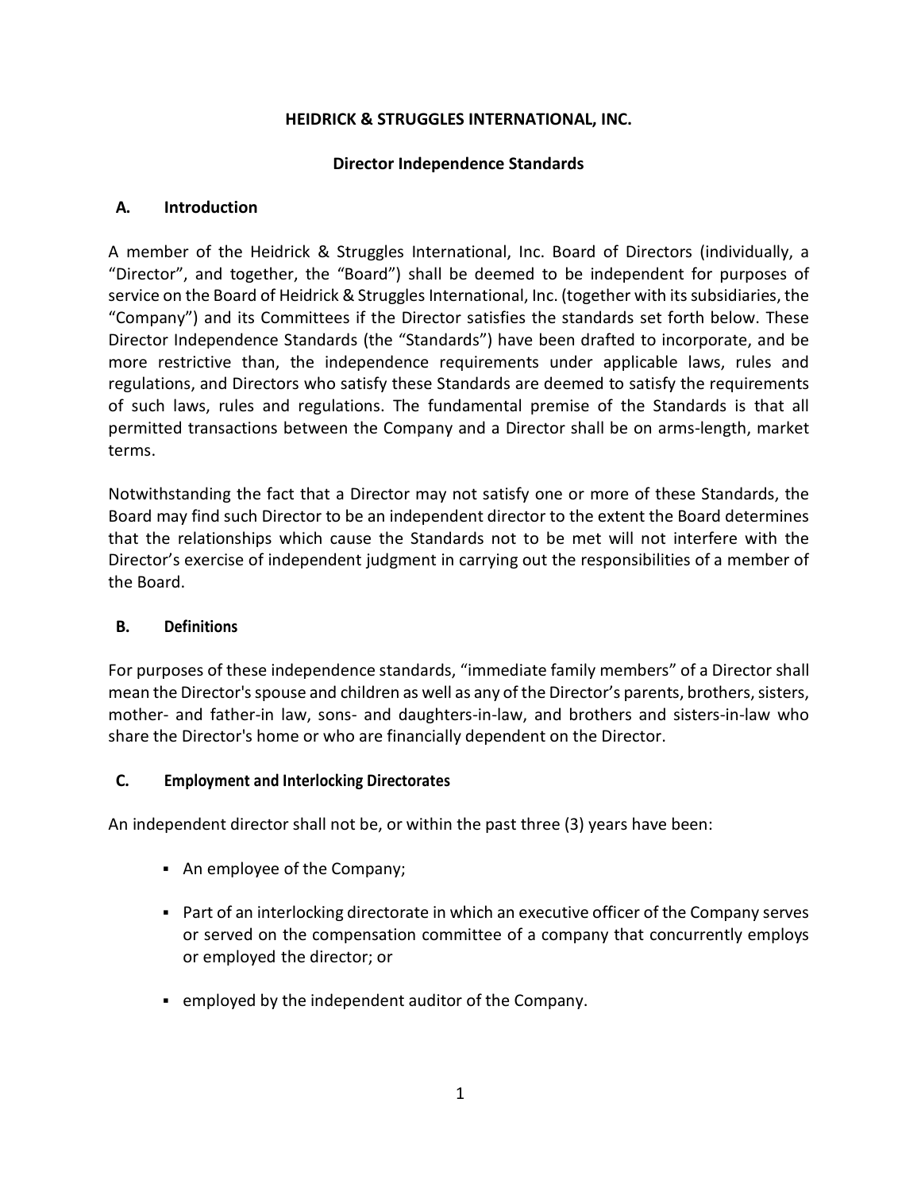**HEIDRICK & STRUGGLES INTERNATIONAL, INC.**

**Director Independence Standards**

## A. Introduction

A member of the Heidrick & Struggles International, Inc. Board of Directors (individually, a "Director", and together, the "Board") shall be deemed to be independent for purposes of service on the Board of Heidrick & Struggles International, Inc. (together with its subsidiaries, the "Company") and its Committees if the Director satisfies the standards set forth below. These Director Independence Standards (the "Standards") have been drafted to incorporate, and be more restrictive than, the independence requirements under applicable laws, rules and regulations, and Directors who satisfy these Standards are deemed to satisfy the requirements of such laws, rules and regulations. The fundamental premise of the Standards is that all permitted transactions between the Company and a Director shall be on arms-length, market terms.

Notwithstanding the fact that a Director may not satisfy one or more of these Standards, the Board may find such Director to be an independent director to the extent the Board determines that the relationships which cause the Standards not to be met will not interfere with the Director's exercise of independent judgment in carrying out the responsibilities of a member of the Board.

## B. Definitions

For purposes of these independence standards, "immediate family members" of a Director shall mean the Director's spouse and children as well as any of the Director's parents, brothers, sisters, mother- and father-in law, sons- and daughters-in-law, and brothers and sisters-in-law who share the Director's home or who are financially dependent on the Director.

## C. Employment and Interlocking Directorates

An independent director shall not be, or within the past three (3) years have been:

- An employee of the Company;
- Part of an interlocking directorate in which an executive officer of the Company serves or served on the compensation committee of a company that concurrently employs or employed the director; or
- employed by the independent auditor of the Company.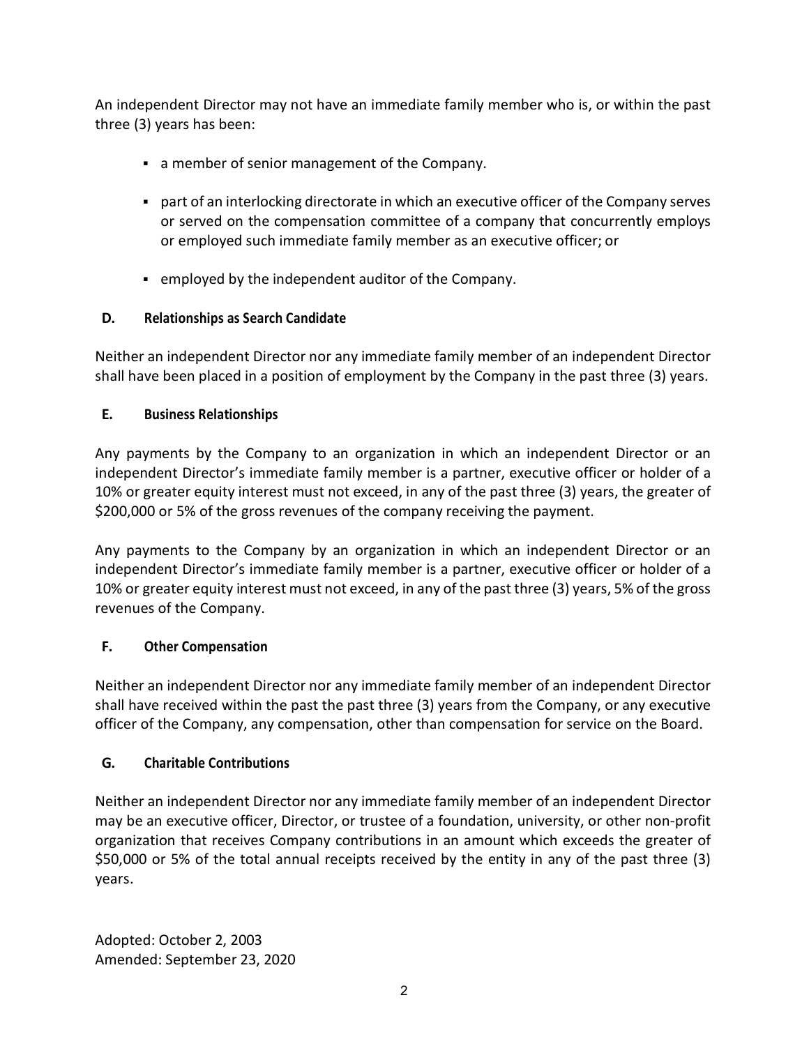An independent Director may not have an immediate family member who is, or within the past three (3) years has been:

- a member of senior management of the Company.
- part of an interlocking directorate in which an executive officer of the Company serves or served on the compensation committee of a company that concurrently employs or employed such immediate family member as an executive officer; or
- employed by the independent auditor of the Company.

### D. Relationships as Search Candidate

Neither an independent Director nor any immediate family member of an independent Director shall have been placed in a position of employment by the Company in the past three (3) years.

### E. Business Relationships

Any payments by the Company to an organization in which an independent Director or an independent Director's immediate family member is a partner, executive officer or holder of a 10% or greater equity interest must not exceed, in any of the past three (3) years, the greater of $200,000 or 5% of the gross revenues of the company receiving the payment.

Any payments to the Company by an organization in which an independent Director or an independent Director's immediate family member is a partner, executive officer or holder of a 10% or greater equity interest must not exceed, in any of the past three (3) years, 5% of the gross revenues of the Company.

### F. Other Compensation

Neither an independent Director nor any immediate family member of an independent Director shall have received within the past the past three (3) years from the Company, or any executive officer of the Company, any compensation, other than compensation for service on the Board.

### G. Charitable Contributions

Neither an independent Director nor any immediate family member of an independent Director may be an executive officer, Director, or trustee of a foundation, university, or other non-profit organization that receives Company contributions in an amount which exceeds the greater of $50,000 or 5% of the total annual receipts received by the entity in any of the past three (3) years.

Adopted: October 2, 2003
Amended: September 23, 2020